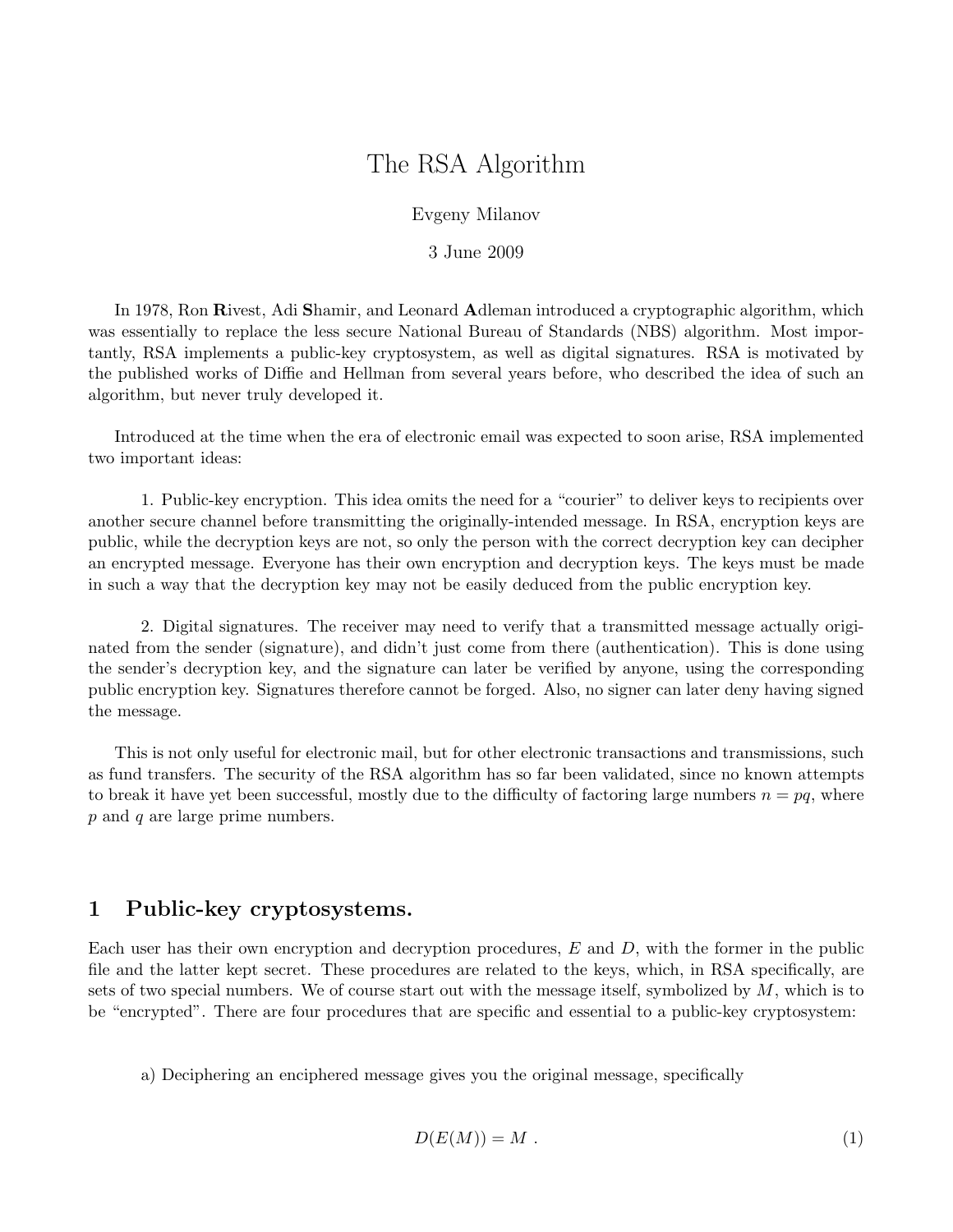# The RSA Algorithm

Evgeny Milanov

3 June 2009

In 1978, Ron **R**ivest, Adi **S**hamir, and Leonard **A**dleman introduced a cryptographic algorithm, which was essentially to replace the less secure National Bureau of Standards (NBS) algorithm. Most importantly, RSA implements a public-key cryptosystem, as well as digital signatures. RSA is motivated by the published works of Diffie and Hellman from several years before, who described the idea of such an algorithm, but never truly developed it.

Introduced at the time when the era of electronic email was expected to soon arise, RSA implemented two important ideas:

1. Public-key encryption. This idea omits the need for a "courier" to deliver keys to recipients over another secure channel before transmitting the originally-intended message. In RSA, encryption keys are public, while the decryption keys are not, so only the person with the correct decryption key can decipher an encrypted message. Everyone has their own encryption and decryption keys. The keys must be made in such a way that the decryption key may not be easily deduced from the public encryption key.

2. Digital signatures. The receiver may need to verify that a transmitted message actually originated from the sender (signature), and didn't just come from there (authentication). This is done using the sender's decryption key, and the signature can later be verified by anyone, using the corresponding public encryption key. Signatures therefore cannot be forged. Also, no signer can later deny having signed the message.

This is not only useful for electronic mail, but for other electronic transactions and transmissions, such as fund transfers. The security of the RSA algorithm has so far been validated, since no known attempts to break it have yet been successful, mostly due to the difficulty of factoring large numbers $n = pq$, where $p$ and $q$ are large prime numbers.

## 1 Public-key cryptosystems.

Each user has their own encryption and decryption procedures, $E$ and $D$, with the former in the public file and the latter kept secret. These procedures are related to the keys, which, in RSA specifically, are sets of two special numbers. We of course start out with the message itself, symbolized by $M$, which is to be "encrypted". There are four procedures that are specific and essential to a public-key cryptosystem:

a) Deciphering an enciphered message gives you the original message, specifically

$$D(E(M)) = M \ . \tag{1}$$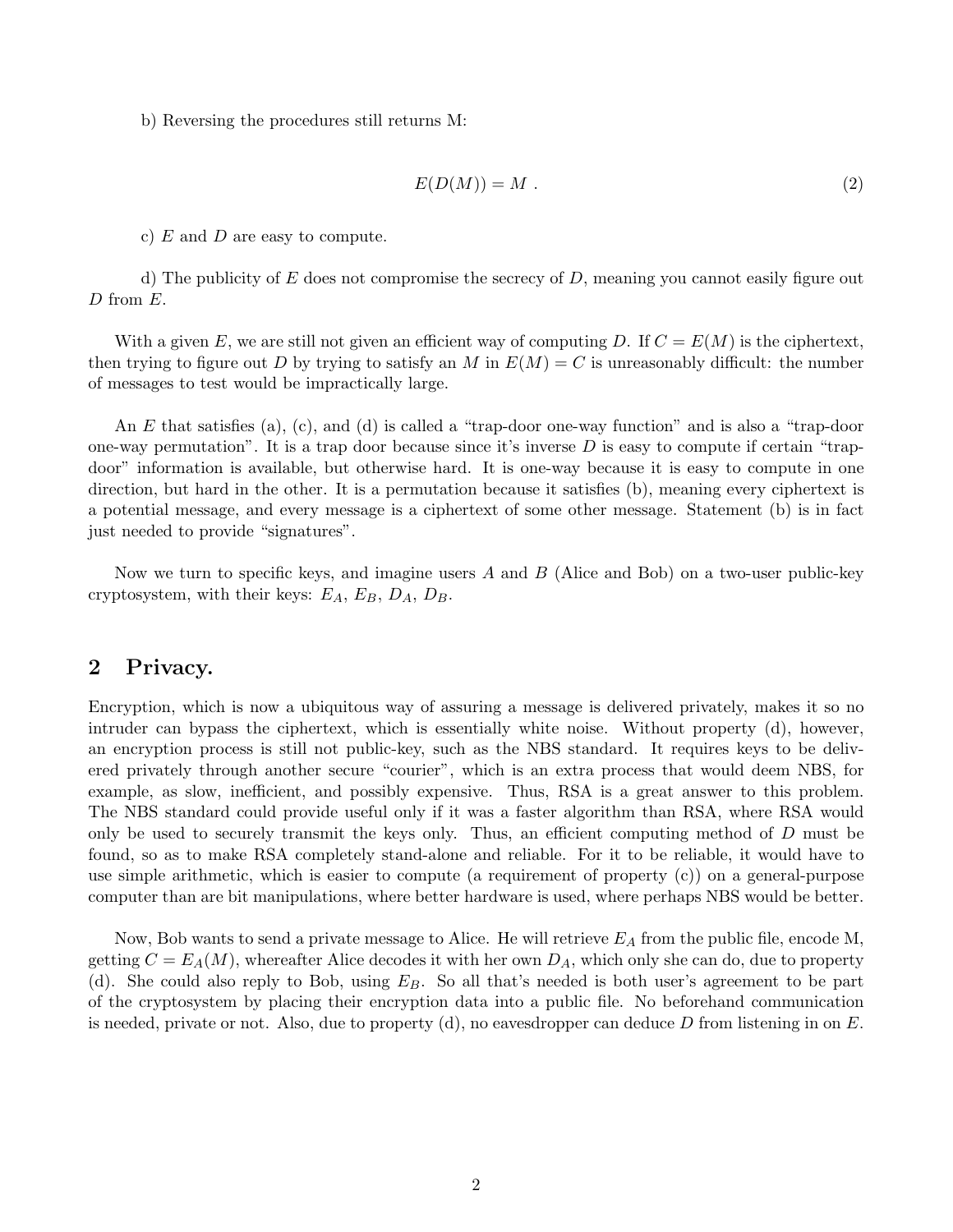b) Reversing the procedures still returns M:

$$E(D(M)) = M \ . \tag{2}$$

c) $E$ and $D$ are easy to compute.

d) The publicity of $E$ does not compromise the secrecy of $D$, meaning you cannot easily figure out $D$ from $E$.

With a given $E$, we are still not given an efficient way of computing $D$. If $C = E(M)$ is the ciphertext, then trying to figure out $D$ by trying to satisfy an $M$ in $E(M) = C$ is unreasonably difficult: the number of messages to test would be impractically large.

An $E$ that satisfies (a), (c), and (d) is called a "trap-door one-way function" and is also a "trap-door one-way permutation". It is a trap door because since it's inverse $D$ is easy to compute if certain "trap-door" information is available, but otherwise hard. It is one-way because it is easy to compute in one direction, but hard in the other. It is a permutation because it satisfies (b), meaning every ciphertext is a potential message, and every message is a ciphertext of some other message. Statement (b) is in fact just needed to provide "signatures".

Now we turn to specific keys, and imagine users $A$ and $B$ (Alice and Bob) on a two-user public-key cryptosystem, with their keys: $E_A$, $E_B$, $D_A$, $D_B$.

## 2 Privacy.

Encryption, which is now a ubiquitous way of assuring a message is delivered privately, makes it so no intruder can bypass the ciphertext, which is essentially white noise. Without property (d), however, an encryption process is still not public-key, such as the NBS standard. It requires keys to be delivered privately through another secure "courier", which is an extra process that would deem NBS, for example, as slow, inefficient, and possibly expensive. Thus, RSA is a great answer to this problem. The NBS standard could provide useful only if it was a faster algorithm than RSA, where RSA would only be used to securely transmit the keys only. Thus, an efficient computing method of $D$ must be found, so as to make RSA completely stand-alone and reliable. For it to be reliable, it would have to use simple arithmetic, which is easier to compute (a requirement of property (c)) on a general-purpose computer than are bit manipulations, where better hardware is used, where perhaps NBS would be better.

Now, Bob wants to send a private message to Alice. He will retrieve $E_A$ from the public file, encode M, getting $C = E_A(M)$, whereafter Alice decodes it with her own $D_A$, which only she can do, due to property (d). She could also reply to Bob, using $E_B$. So all that's needed is both user's agreement to be part of the cryptosystem by placing their encryption data into a public file. No beforehand communication is needed, private or not. Also, due to property (d), no eavesdropper can deduce $D$ from listening in on $E$.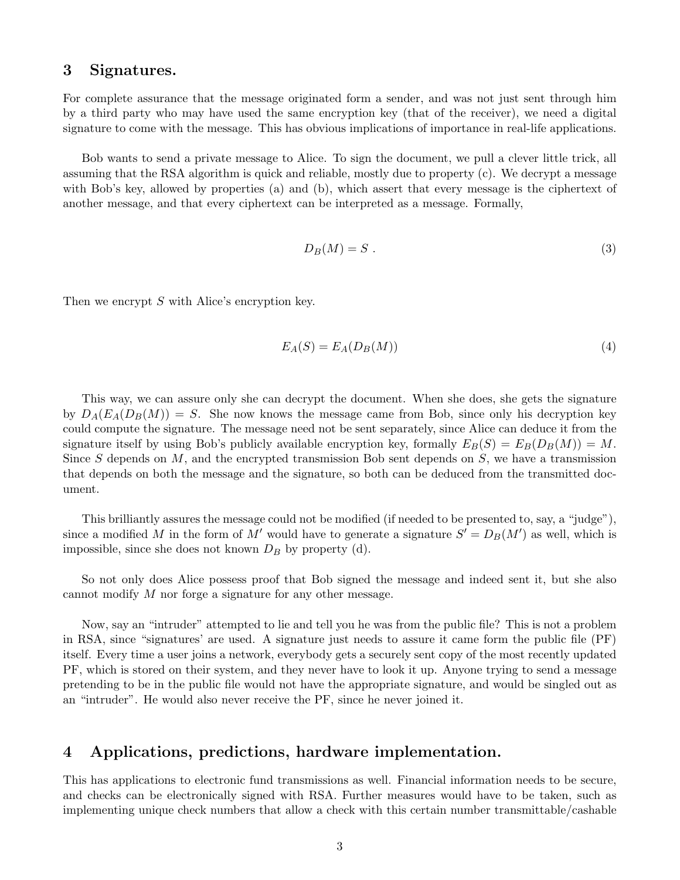## 3 Signatures.

For complete assurance that the message originated form a sender, and was not just sent through him by a third party who may have used the same encryption key (that of the receiver), we need a digital signature to come with the message. This has obvious implications of importance in real-life applications.

Bob wants to send a private message to Alice. To sign the document, we pull a clever little trick, all assuming that the RSA algorithm is quick and reliable, mostly due to property (c). We decrypt a message with Bob's key, allowed by properties (a) and (b), which assert that every message is the ciphertext of another message, and that every ciphertext can be interpreted as a message. Formally,

$$D_B(M) = S\ . \tag{3}$$

Then we encrypt $S$ with Alice's encryption key.

$$E_A(S) = E_A(D_B(M)) \tag{4}$$

This way, we can assure only she can decrypt the document. When she does, she gets the signature by $D_A(E_A(D_B(M)) = S$. She now knows the message came from Bob, since only his decryption key could compute the signature. The message need not be sent separately, since Alice can deduce it from the signature itself by using Bob's publicly available encryption key, formally $E_B(S) = E_B(D_B(M)) = M$. Since $S$ depends on $M$, and the encrypted transmission Bob sent depends on $S$, we have a transmission that depends on both the message and the signature, so both can be deduced from the transmitted document.

This brilliantly assures the message could not be modified (if needed to be presented to, say, a "judge"), since a modified $M$ in the form of $M'$ would have to generate a signature $S' = D_B(M')$ as well, which is impossible, since she does not known $D_B$ by property (d).

So not only does Alice possess proof that Bob signed the message and indeed sent it, but she also cannot modify $M$ nor forge a signature for any other message.

Now, say an "intruder" attempted to lie and tell you he was from the public file? This is not a problem in RSA, since "signatures' are used. A signature just needs to assure it came form the public file (PF) itself. Every time a user joins a network, everybody gets a securely sent copy of the most recently updated PF, which is stored on their system, and they never have to look it up. Anyone trying to send a message pretending to be in the public file would not have the appropriate signature, and would be singled out as an "intruder". He would also never receive the PF, since he never joined it.

## 4 Applications, predictions, hardware implementation.

This has applications to electronic fund transmissions as well. Financial information needs to be secure, and checks can be electronically signed with RSA. Further measures would have to be taken, such as implementing unique check numbers that allow a check with this certain number transmittable/cashable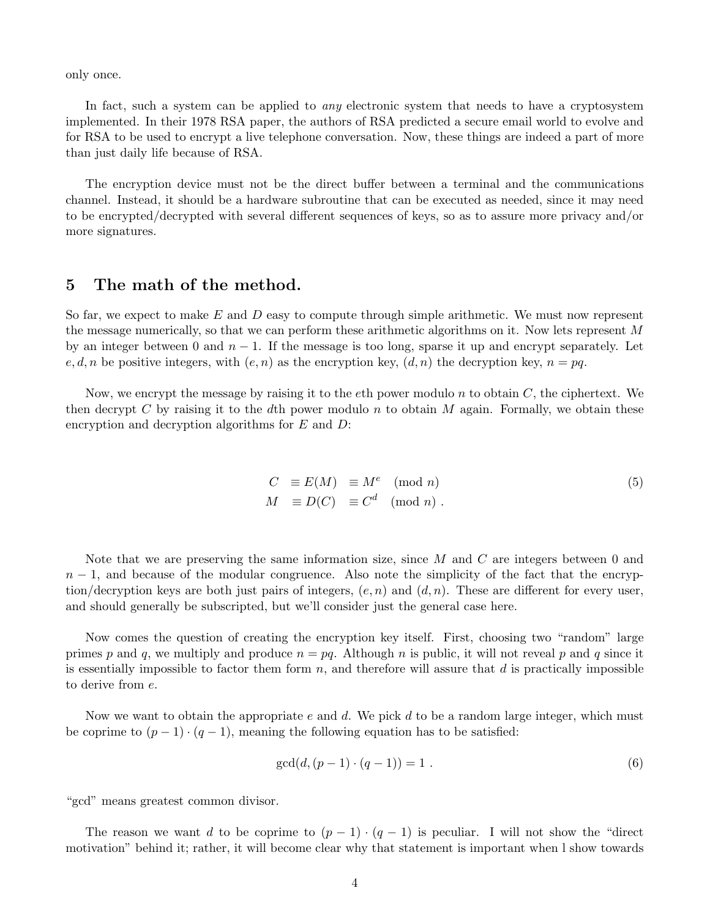only once.

In fact, such a system can be applied to *any* electronic system that needs to have a cryptosystem implemented. In their 1978 RSA paper, the authors of RSA predicted a secure email world to evolve and for RSA to be used to encrypt a live telephone conversation. Now, these things are indeed a part of more than just daily life because of RSA.

The encryption device must not be the direct buffer between a terminal and the communications channel. Instead, it should be a hardware subroutine that can be executed as needed, since it may need to be encrypted/decrypted with several different sequences of keys, so as to assure more privacy and/or more signatures.

## 5 The math of the method.

So far, we expect to make $E$ and $D$ easy to compute through simple arithmetic. We must now represent the message numerically, so that we can perform these arithmetic algorithms on it. Now lets represent $M$ by an integer between 0 and $n-1$. If the message is too long, sparse it up and encrypt separately. Let $e, d, n$ be positive integers, with $(e, n)$ as the encryption key, $(d, n)$ the decryption key, $n = pq$.

Now, we encrypt the message by raising it to the $e$th power modulo $n$ to obtain $C$, the ciphertext. We then decrypt $C$ by raising it to the $d$th power modulo $n$ to obtain $M$ again. Formally, we obtain these encryption and decryption algorithms for $E$ and $D$:

$$
\begin{aligned}
C &\equiv E(M) &&\equiv M^e \pmod{n} \\
M &\equiv D(C) &&\equiv C^d \pmod{n} \ .
\end{aligned}
\tag{5}
$$

Note that we are preserving the same information size, since $M$ and $C$ are integers between 0 and $n-1$, and because of the modular congruence. Also note the simplicity of the fact that the encryption/decryption keys are both just pairs of integers, $(e, n)$ and $(d, n)$. These are different for every user, and should generally be subscripted, but we'll consider just the general case here.

Now comes the question of creating the encryption key itself. First, choosing two "random" large primes $p$ and $q$, we multiply and produce $n = pq$. Although $n$ is public, it will not reveal $p$ and $q$ since it is essentially impossible to factor them form $n$, and therefore will assure that $d$ is practically impossible to derive from $e$.

Now we want to obtain the appropriate $e$ and $d$. We pick $d$ to be a random large integer, which must be coprime to $(p-1) \cdot (q-1)$, meaning the following equation has to be satisfied:

$$
\gcd(d, (p-1) \cdot (q-1)) = 1 \ . \tag{6}
$$

"gcd" means greatest common divisor.

The reason we want $d$ to be coprime to $(p-1) \cdot (q-1)$ is peculiar. I will not show the "direct motivation" behind it; rather, it will become clear why that statement is important when l show towards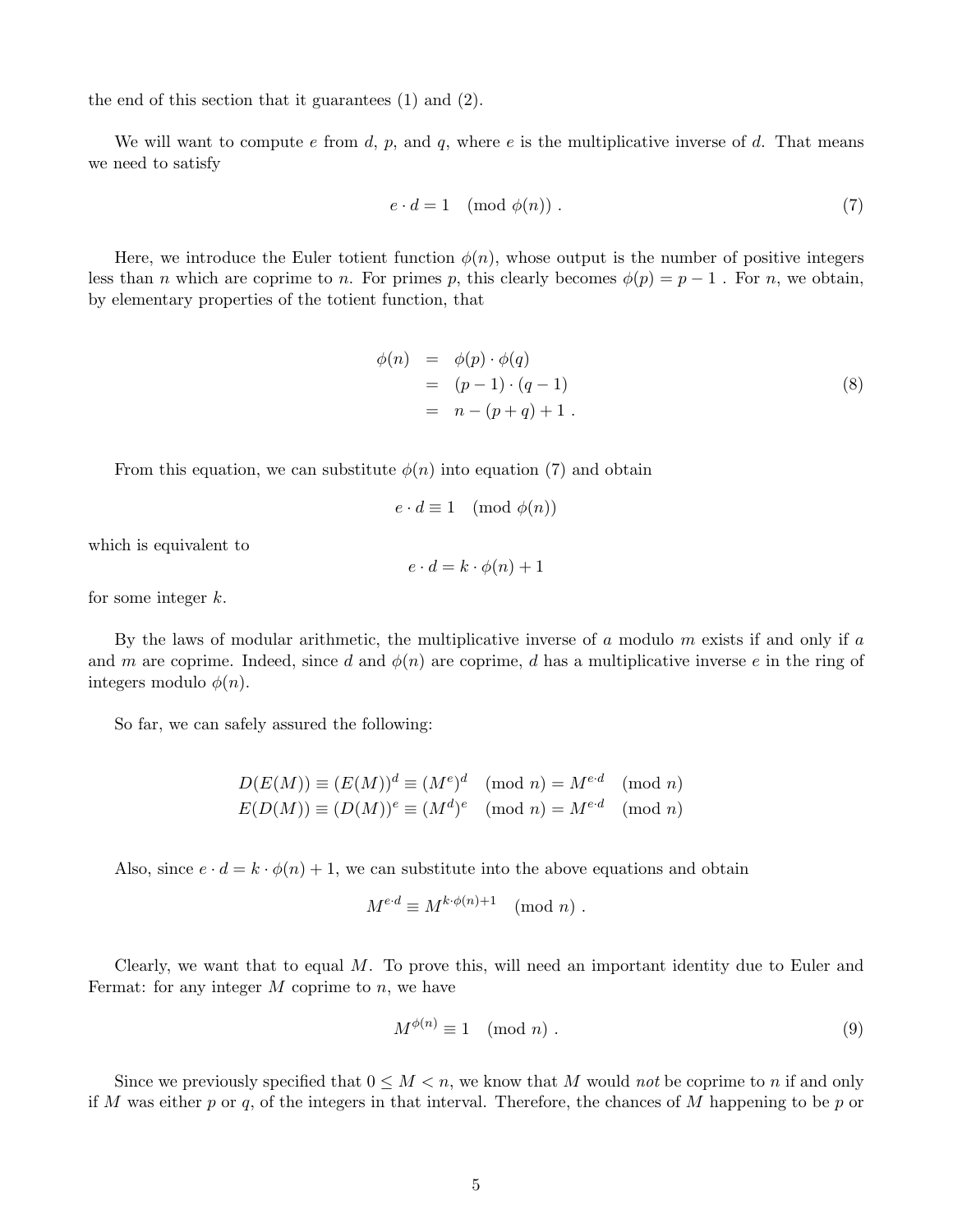the end of this section that it guarantees (1) and (2).

We will want to compute $e$ from $d$, $p$, and $q$, where $e$ is the multiplicative inverse of $d$. That means we need to satisfy

$$e \cdot d = 1 \pmod{\phi(n)} \ . \tag{7}$$

Here, we introduce the Euler totient function $\phi(n)$, whose output is the number of positive integers less than $n$ which are coprime to $n$. For primes $p$, this clearly becomes $\phi(p) = p - 1$ . For $n$, we obtain, by elementary properties of the totient function, that

$$\begin{aligned} \phi(n) &= \phi(p) \cdot \phi(q) \\ &= (p-1) \cdot (q-1) \\ &= n - (p+q) + 1 \ . \end{aligned} \tag{8}$$

From this equation, we can substitute $\phi(n)$ into equation (7) and obtain

$$e \cdot d \equiv 1 \pmod{\phi(n)}$$

which is equivalent to

$$e \cdot d = k \cdot \phi(n) + 1$$

for some integer $k$.

By the laws of modular arithmetic, the multiplicative inverse of $a$ modulo $m$ exists if and only if $a$ and $m$ are coprime. Indeed, since $d$ and $\phi(n)$ are coprime, $d$ has a multiplicative inverse $e$ in the ring of integers modulo $\phi(n)$.

So far, we can safely assured the following:

$$\begin{aligned} D(E(M)) &\equiv (E(M))^d \equiv (M^e)^d \pmod{n} = M^{e \cdot d} \pmod{n} \\ E(D(M)) &\equiv (D(M))^e \equiv (M^d)^e \pmod{n} = M^{e \cdot d} \pmod{n} \end{aligned}$$

Also, since $e \cdot d = k \cdot \phi(n) + 1$, we can substitute into the above equations and obtain

$$M^{e \cdot d} \equiv M^{k \cdot \phi(n) + 1} \pmod{n} \ .$$

Clearly, we want that to equal $M$. To prove this, will need an important identity due to Euler and Fermat: for any integer $M$ coprime to $n$, we have

$$M^{\phi(n)} \equiv 1 \pmod{n} \ . \tag{9}$$

Since we previously specified that $0 \leq M < n$, we know that $M$ would *not* be coprime to $n$ if and only if $M$ was either $p$ or $q$, of the integers in that interval. Therefore, the chances of $M$ happening to be $p$ or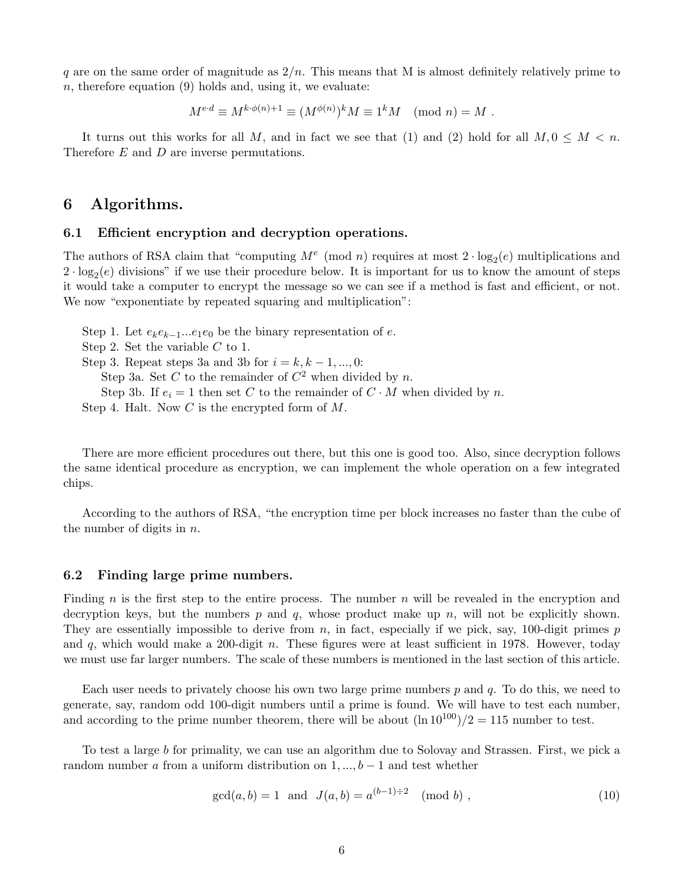$q$ are on the same order of magnitude as $2/n$. This means that M is almost definitely relatively prime to $n$, therefore equation (9) holds and, using it, we evaluate:

$$M^{e \cdot d} \equiv M^{k \cdot \phi(n)+1} \equiv (M^{\phi(n)})^k M \equiv 1^k M \pmod{n} = M \ .$$

It turns out this works for all $M$, and in fact we see that (1) and (2) hold for all $M, 0 \leq M < n$. Therefore $E$ and $D$ are inverse permutations.

# 6 Algorithms.

## 6.1 Efficient encryption and decryption operations.

The authors of RSA claim that "computing $M^e \pmod{n}$ requires at most $2 \cdot \log_2(e)$ multiplications and $2 \cdot \log_2(e)$ divisions" if we use their procedure below. It is important for us to know the amount of steps it would take a computer to encrypt the message so we can see if a method is fast and efficient, or not. We now "exponentiate by repeated squaring and multiplication":

Step 1. Let $e_k e_{k-1} ... e_1 e_0$ be the binary representation of $e$.
Step 2. Set the variable $C$ to 1.
Step 3. Repeat steps 3a and 3b for $i = k, k-1, ..., 0$:
  Step 3a. Set $C$ to the remainder of $C^2$ when divided by $n$.
  Step 3b. If $e_i = 1$ then set $C$ to the remainder of $C \cdot M$ when divided by $n$.
Step 4. Halt. Now $C$ is the encrypted form of $M$.

There are more efficient procedures out there, but this one is good too. Also, since decryption follows the same identical procedure as encryption, we can implement the whole operation on a few integrated chips.

According to the authors of RSA, "the encryption time per block increases no faster than the cube of the number of digits in $n$.

## 6.2 Finding large prime numbers.

Finding $n$ is the first step to the entire process. The number $n$ will be revealed in the encryption and decryption keys, but the numbers $p$ and $q$, whose product make up $n$, will not be explicitly shown. They are essentially impossible to derive from $n$, in fact, especially if we pick, say, 100-digit primes $p$ and $q$, which would make a 200-digit $n$. These figures were at least sufficient in 1978. However, today we must use far larger numbers. The scale of these numbers is mentioned in the last section of this article.

Each user needs to privately choose his own two large prime numbers $p$ and $q$. To do this, we need to generate, say, random odd 100-digit numbers until a prime is found. We will have to test each number, and according to the prime number theorem, there will be about $(\ln 10^{100})/2 = 115$ number to test.

To test a large $b$ for primality, we can use an algorithm due to Solovay and Strassen. First, we pick a random number $a$ from a uniform distribution on $1, ..., b-1$ and test whether

$$\gcd(a, b) = 1 \ \text{ and } \ J(a, b) = a^{(b-1) \div 2} \pmod{b} \ , \tag{10}$$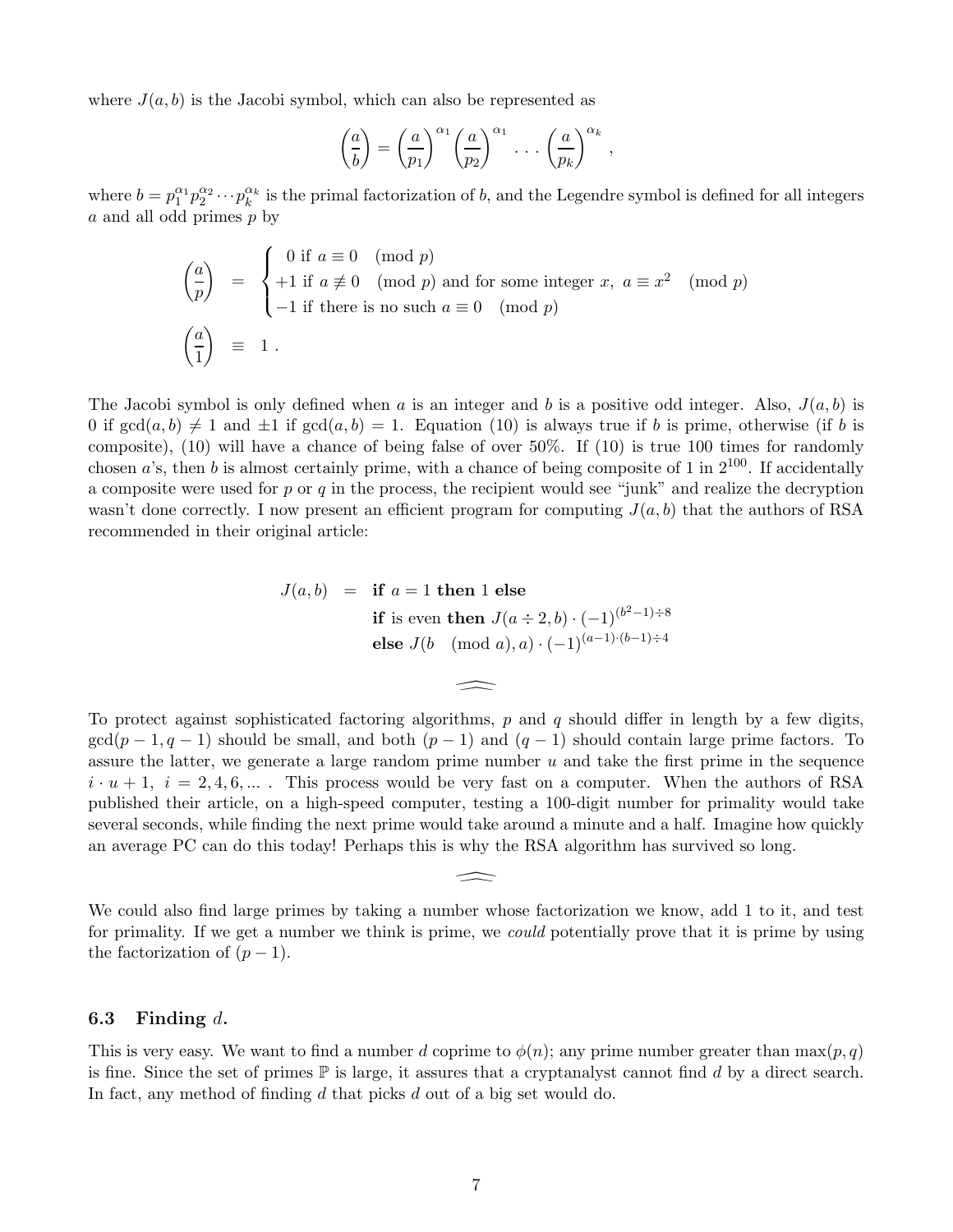where $J(a, b)$ is the Jacobi symbol, which can also be represented as

$$\left(\frac{a}{b}\right) = \left(\frac{a}{p_1}\right)^{\alpha_1} \left(\frac{a}{p_2}\right)^{\alpha_1} \cdots \left(\frac{a}{p_k}\right)^{\alpha_k},$$

where $b = p_1^{\alpha_1} p_2^{\alpha_2} \cdots p_k^{\alpha_k}$ is the primal factorization of $b$, and the Legendre symbol is defined for all integers $a$ and all odd primes $p$ by

$$\begin{aligned}
\left(\frac{a}{p}\right) &= \begin{cases} 0 \text{ if } a \equiv 0 \pmod{p} \\ +1 \text{ if } a \not\equiv 0 \pmod{p} \text{ and for some integer } x,\ a \equiv x^2 \pmod{p} \\ -1 \text{ if there is no such } a \equiv 0 \pmod{p} \end{cases} \\
\left(\frac{a}{1}\right) &\equiv 1\,.
\end{aligned}$$

The Jacobi symbol is only defined when $a$ is an integer and $b$ is a positive odd integer. Also, $J(a, b)$ is 0 if $\gcd(a, b) \neq 1$ and $\pm 1$ if $\gcd(a, b) = 1$. Equation (10) is always true if $b$ is prime, otherwise (if $b$ is composite), (10) will have a chance of being false of over 50%. If (10) is true 100 times for randomly chosen $a$'s, then $b$ is almost certainly prime, with a chance of being composite of 1 in $2^{100}$. If accidentally a composite were used for $p$ or $q$ in the process, the recipient would see "junk" and realize the decryption wasn't done correctly. I now present an efficient program for computing $J(a, b)$ that the authors of RSA recommended in their original article:

$$\begin{aligned}
J(a, b) \;=\; & \textbf{if } a = 1 \textbf{ then } 1 \textbf{ else} \\
& \textbf{if } \text{is even } \textbf{then } J(a \div 2, b) \cdot (-1)^{(b^2-1)\div 8} \\
& \textbf{else } J(b \pmod{a}, a) \cdot (-1)^{(a-1)\cdot(b-1)\div 4}
\end{aligned}$$

To protect against sophisticated factoring algorithms, $p$ and $q$ should differ in length by a few digits, $\gcd(p-1, q-1)$ should be small, and both $(p-1)$ and $(q-1)$ should contain large prime factors. To assure the latter, we generate a large random prime number $u$ and take the first prime in the sequence $i \cdot u + 1,\ i = 2, 4, 6, \ldots$ . This process would be very fast on a computer. When the authors of RSA published their article, on a high-speed computer, testing a 100-digit number for primality would take several seconds, while finding the next prime would take around a minute and a half. Imagine how quickly an average PC can do this today! Perhaps this is why the RSA algorithm has survived so long.

We could also find large primes by taking a number whose factorization we know, add 1 to it, and test for primality. If we get a number we think is prime, we *could* potentially prove that it is prime by using the factorization of $(p-1)$.

### 6.3 Finding $d$.

This is very easy. We want to find a number $d$ coprime to $\phi(n)$; any prime number greater than $\max(p, q)$ is fine. Since the set of primes $\mathbb{P}$ is large, it assures that a cryptanalyst cannot find $d$ by a direct search. In fact, any method of finding $d$ that picks $d$ out of a big set would do.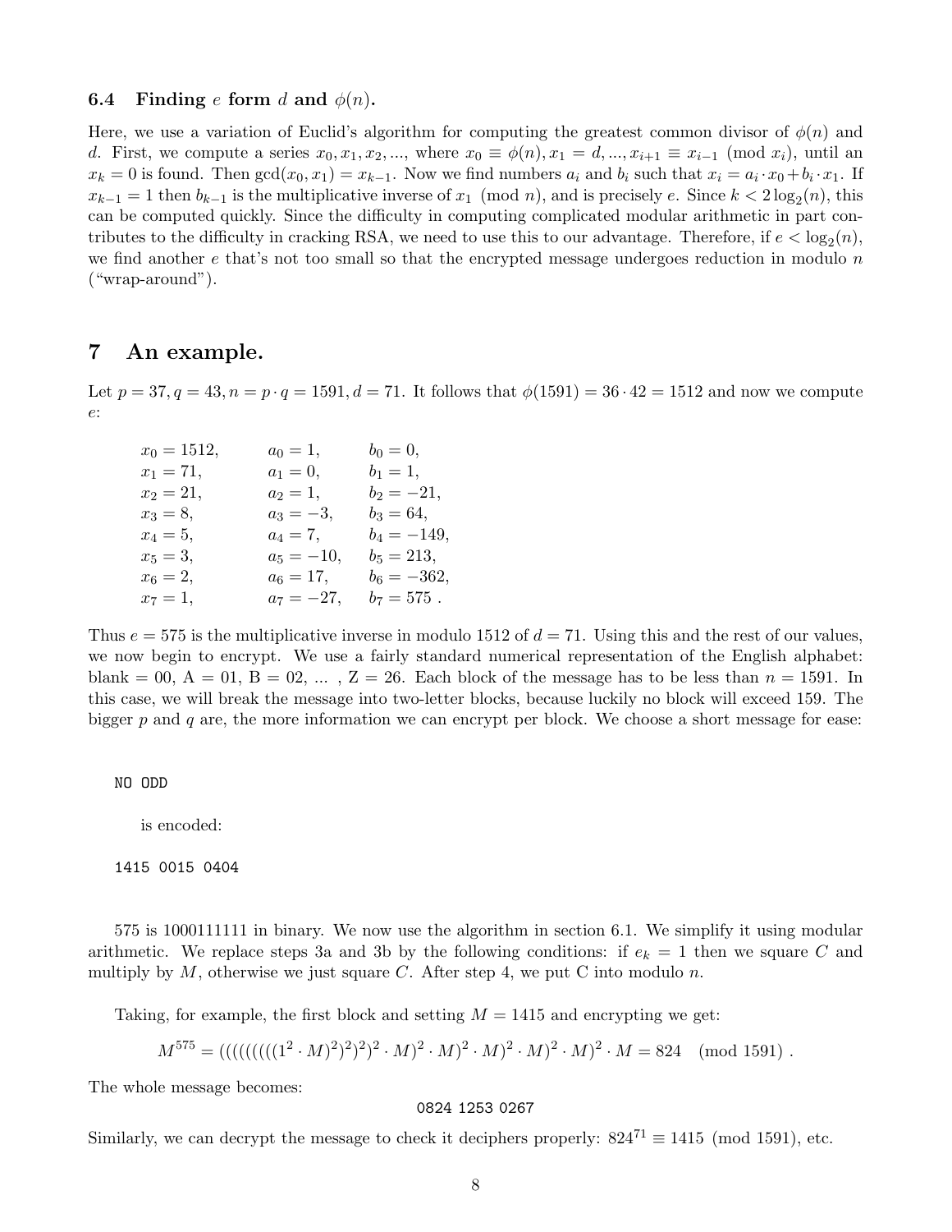### 6.4 Finding $e$ form $d$ and $\phi(n)$.

Here, we use a variation of Euclid's algorithm for computing the greatest common divisor of $\phi(n)$ and $d$. First, we compute a series $x_0, x_1, x_2, ...$, where $x_0 \equiv \phi(n), x_1 = d, ..., x_{i+1} \equiv x_{i-1} \pmod{x_i}$, until an $x_k = 0$ is found. Then $\gcd(x_0, x_1) = x_{k-1}$. Now we find numbers $a_i$ and $b_i$ such that $x_i = a_i \cdot x_0 + b_i \cdot x_1$. If $x_{k-1} = 1$ then $b_{k-1}$ is the multiplicative inverse of $x_1 \pmod{n}$, and is precisely $e$. Since $k < 2\log_2(n)$, this can be computed quickly. Since the difficulty in computing complicated modular arithmetic in part contributes to the difficulty in cracking RSA, we need to use this to our advantage. Therefore, if $e < \log_2(n)$, we find another $e$ that's not too small so that the encrypted message undergoes reduction in modulo $n$ ("wrap-around").

# 7 An example.

Let $p = 37, q = 43, n = p \cdot q = 1591, d = 71$. It follows that $\phi(1591) = 36 \cdot 42 = 1512$ and now we compute $e$:

$$
\begin{array}{lll}
x_0 = 1512, & a_0 = 1, & b_0 = 0, \\
x_1 = 71, & a_1 = 0, & b_1 = 1, \\
x_2 = 21, & a_2 = 1, & b_2 = -21, \\
x_3 = 8, & a_3 = -3, & b_3 = 64, \\
x_4 = 5, & a_4 = 7, & b_4 = -149, \\
x_5 = 3, & a_5 = -10, & b_5 = 213, \\
x_6 = 2, & a_6 = 17, & b_6 = -362, \\
x_7 = 1, & a_7 = -27, & b_7 = 575 \,.
\end{array}
$$

Thus $e = 575$ is the multiplicative inverse in modulo 1512 of $d = 71$. Using this and the rest of our values, we now begin to encrypt. We use a fairly standard numerical representation of the English alphabet: blank = 00, A = 01, B = 02, ... , Z = 26. Each block of the message has to be less than $n = 1591$. In this case, we will break the message into two-letter blocks, because luckily no block will exceed 159. The bigger $p$ and $q$ are, the more information we can encrypt per block. We choose a short message for ease:

```
NO ODD
```

is encoded:

```
1415 0015 0404
```

575 is 1000111111 in binary. We now use the algorithm in section 6.1. We simplify it using modular arithmetic. We replace steps 3a and 3b by the following conditions: if $e_k = 1$ then we square $C$ and multiply by $M$, otherwise we just square $C$. After step 4, we put C into modulo $n$.

Taking, for example, the first block and setting $M = 1415$ and encrypting we get:

$$M^{575} = ((((((((1^2 \cdot M)^2)^2)^2)^2 \cdot M)^2 \cdot M)^2 \cdot M)^2 \cdot M)^2 \cdot M)^2 \cdot M = 824 \pmod{1591} \,.$$

The whole message becomes:

```
0824 1253 0267
```

Similarly, we can decrypt the message to check it deciphers properly: $824^{71} \equiv 1415 \pmod{1591}$, etc.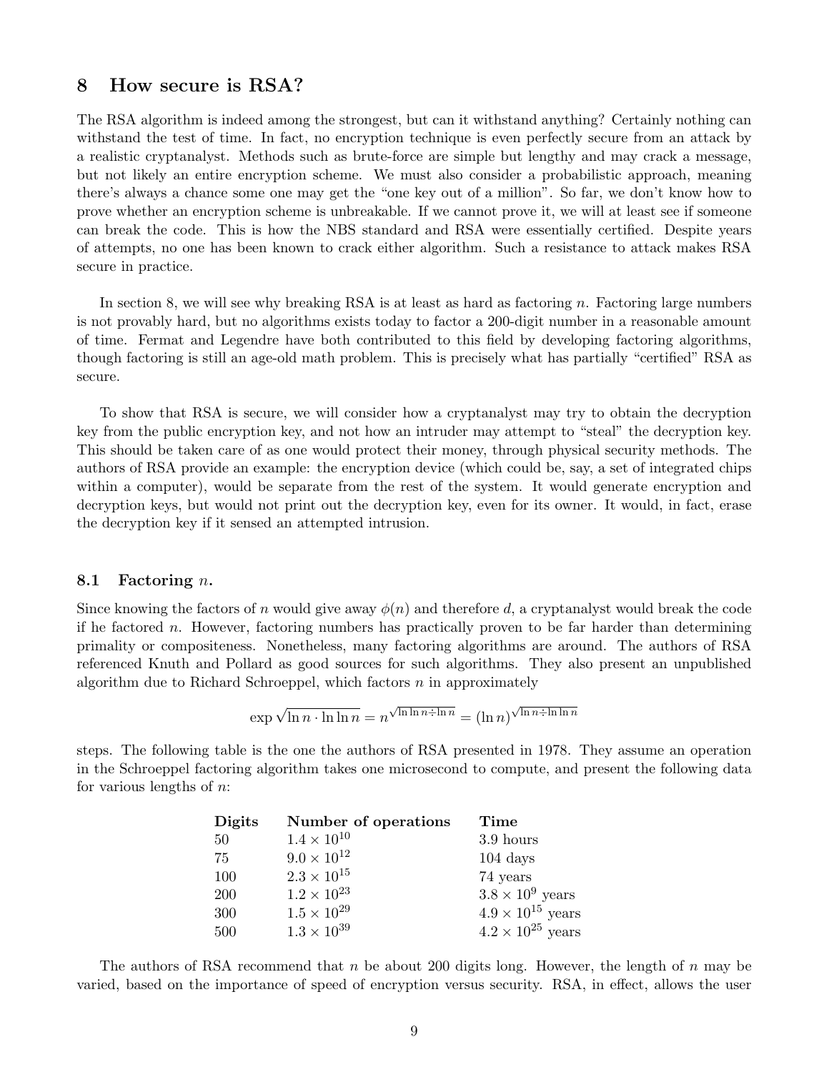## 8 How secure is RSA?

The RSA algorithm is indeed among the strongest, but can it withstand anything? Certainly nothing can withstand the test of time. In fact, no encryption technique is even perfectly secure from an attack by a realistic cryptanalyst. Methods such as brute-force are simple but lengthy and may crack a message, but not likely an entire encryption scheme. We must also consider a probabilistic approach, meaning there's always a chance some one may get the "one key out of a million". So far, we don't know how to prove whether an encryption scheme is unbreakable. If we cannot prove it, we will at least see if someone can break the code. This is how the NBS standard and RSA were essentially certified. Despite years of attempts, no one has been known to crack either algorithm. Such a resistance to attack makes RSA secure in practice.

In section 8, we will see why breaking RSA is at least as hard as factoring $n$. Factoring large numbers is not provably hard, but no algorithms exists today to factor a 200-digit number in a reasonable amount of time. Fermat and Legendre have both contributed to this field by developing factoring algorithms, though factoring is still an age-old math problem. This is precisely what has partially "certified" RSA as secure.

To show that RSA is secure, we will consider how a cryptanalyst may try to obtain the decryption key from the public encryption key, and not how an intruder may attempt to "steal" the decryption key. This should be taken care of as one would protect their money, through physical security methods. The authors of RSA provide an example: the encryption device (which could be, say, a set of integrated chips within a computer), would be separate from the rest of the system. It would generate encryption and decryption keys, but would not print out the decryption key, even for its owner. It would, in fact, erase the decryption key if it sensed an attempted intrusion.

### 8.1 Factoring $n$.

Since knowing the factors of $n$ would give away $\phi(n)$ and therefore $d$, a cryptanalyst would break the code if he factored $n$. However, factoring numbers has practically proven to be far harder than determining primality or compositeness. Nonetheless, many factoring algorithms are around. The authors of RSA referenced Knuth and Pollard as good sources for such algorithms. They also present an unpublished algorithm due to Richard Schroeppel, which factors $n$ in approximately

$$\exp \sqrt{\ln n \cdot \ln \ln n} = n^{\sqrt{\ln \ln n \div \ln n}} = (\ln n)^{\sqrt{\ln n \div \ln \ln n}}$$

steps. The following table is the one the authors of RSA presented in 1978. They assume an operation in the Schroeppel factoring algorithm takes one microsecond to compute, and present the following data for various lengths of $n$:

| Digits | Number of operations | Time |
|---|---|---|
| 50 | $1.4 \times 10^{10}$ | 3.9 hours |
| 75 | $9.0 \times 10^{12}$ | 104 days |
| 100 | $2.3 \times 10^{15}$ | 74 years |
| 200 | $1.2 \times 10^{23}$ | $3.8 \times 10^{9}$ years |
| 300 | $1.5 \times 10^{29}$ | $4.9 \times 10^{15}$ years |
| 500 | $1.3 \times 10^{39}$ | $4.2 \times 10^{25}$ years |

The authors of RSA recommend that $n$ be about 200 digits long. However, the length of $n$ may be varied, based on the importance of speed of encryption versus security. RSA, in effect, allows the user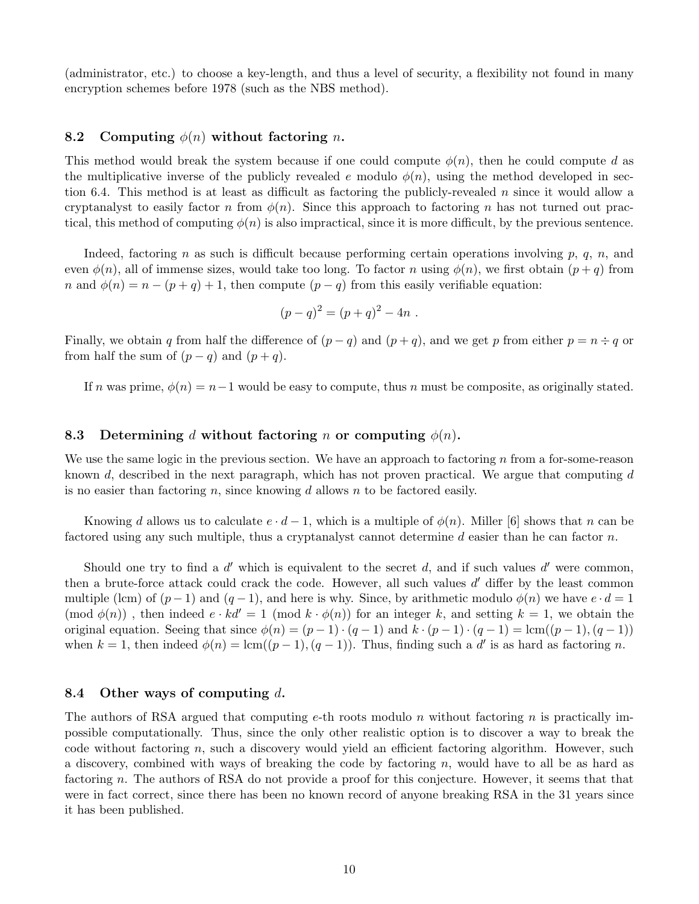(administrator, etc.) to choose a key-length, and thus a level of security, a flexibility not found in many encryption schemes before 1978 (such as the NBS method).

### 8.2 Computing $\phi(n)$ without factoring $n$.

This method would break the system because if one could compute $\phi(n)$, then he could compute $d$ as the multiplicative inverse of the publicly revealed $e$ modulo $\phi(n)$, using the method developed in section 6.4. This method is at least as difficult as factoring the publicly-revealed $n$ since it would allow a cryptanalyst to easily factor $n$ from $\phi(n)$. Since this approach to factoring $n$ has not turned out practical, this method of computing $\phi(n)$ is also impractical, since it is more difficult, by the previous sentence.

Indeed, factoring $n$ as such is difficult because performing certain operations involving $p$, $q$, $n$, and even $\phi(n)$, all of immense sizes, would take too long. To factor $n$ using $\phi(n)$, we first obtain $(p+q)$ from $n$ and $\phi(n) = n - (p+q) + 1$, then compute $(p-q)$ from this easily verifiable equation:

$$(p-q)^2 = (p+q)^2 - 4n \ .$$

Finally, we obtain $q$ from half the difference of $(p-q)$ and $(p+q)$, and we get $p$ from either $p = n \div q$ or from half the sum of $(p-q)$ and $(p+q)$.

If $n$ was prime, $\phi(n) = n-1$ would be easy to compute, thus $n$ must be composite, as originally stated.

### 8.3 Determining $d$ without factoring $n$ or computing $\phi(n)$.

We use the same logic in the previous section. We have an approach to factoring $n$ from a for-some-reason known $d$, described in the next paragraph, which has not proven practical. We argue that computing $d$ is no easier than factoring $n$, since knowing $d$ allows $n$ to be factored easily.

Knowing $d$ allows us to calculate $e \cdot d - 1$, which is a multiple of $\phi(n)$. Miller [6] shows that $n$ can be factored using any such multiple, thus a cryptanalyst cannot determine $d$ easier than he can factor $n$.

Should one try to find a $d'$ which is equivalent to the secret $d$, and if such values $d'$ were common, then a brute-force attack could crack the code. However, all such values $d'$ differ by the least common multiple (lcm) of $(p-1)$ and $(q-1)$, and here is why. Since, by arithmetic modulo $\phi(n)$ we have $e \cdot d = 1 \pmod{\phi(n)}$ , then indeed $e \cdot kd' = 1 \pmod{k \cdot \phi(n)}$ for an integer $k$, and setting $k = 1$, we obtain the original equation. Seeing that since $\phi(n) = (p-1) \cdot (q-1)$ and $k \cdot (p-1) \cdot (q-1) = \text{lcm}((p-1),(q-1))$ when $k = 1$, then indeed $\phi(n) = \text{lcm}((p-1),(q-1))$. Thus, finding such a $d'$ is as hard as factoring $n$.

### 8.4 Other ways of computing $d$.

The authors of RSA argued that computing $e$-th roots modulo $n$ without factoring $n$ is practically impossible computationally. Thus, since the only other realistic option is to discover a way to break the code without factoring $n$, such a discovery would yield an efficient factoring algorithm. However, such a discovery, combined with ways of breaking the code by factoring $n$, would have to all be as hard as factoring $n$. The authors of RSA do not provide a proof for this conjecture. However, it seems that that were in fact correct, since there has been no known record of anyone breaking RSA in the 31 years since it has been published.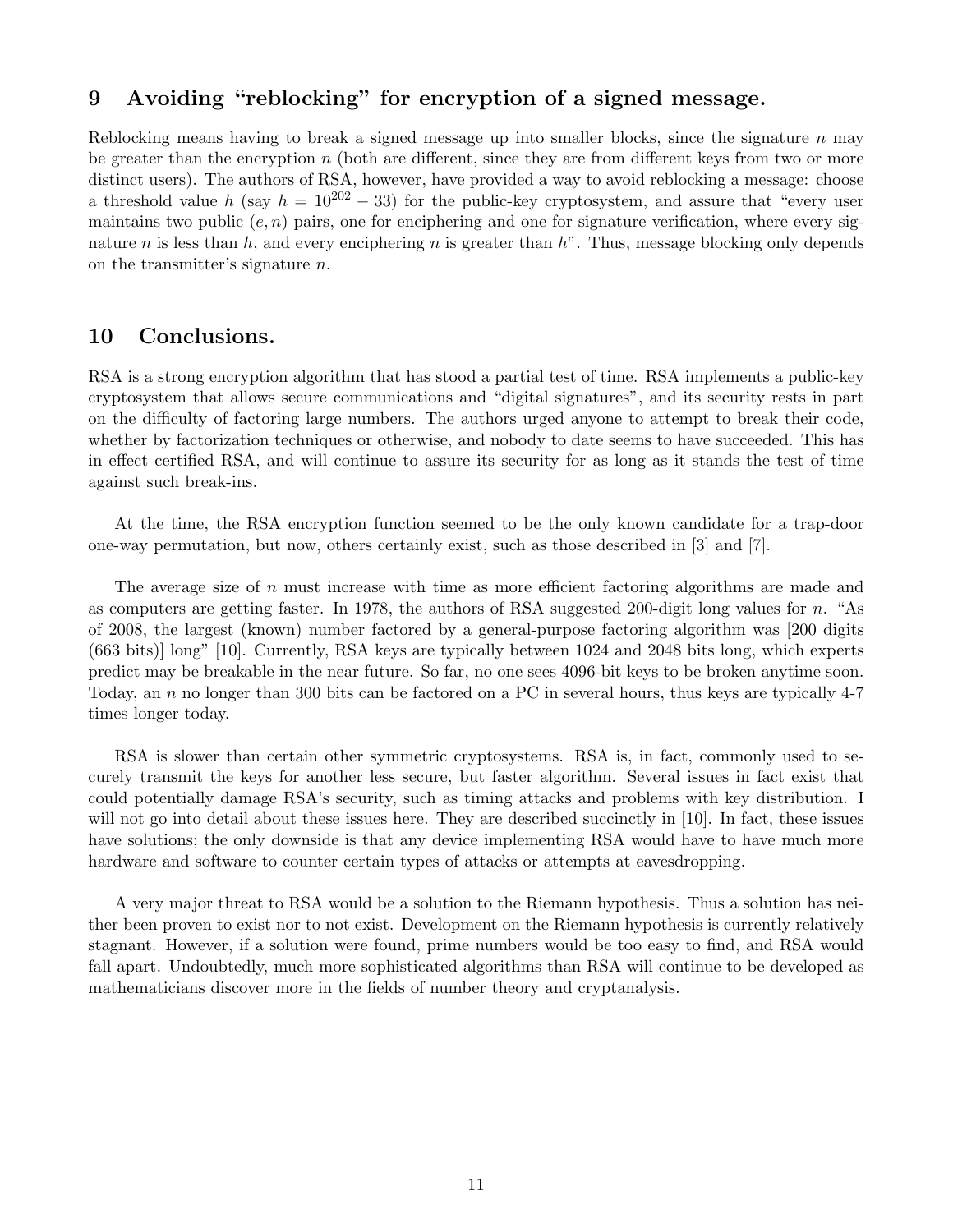## 9 Avoiding "reblocking" for encryption of a signed message.

Reblocking means having to break a signed message up into smaller blocks, since the signature $n$ may be greater than the encryption $n$ (both are different, since they are from different keys from two or more distinct users). The authors of RSA, however, have provided a way to avoid reblocking a message: choose a threshold value $h$ (say $h = 10^{202} - 33$) for the public-key cryptosystem, and assure that "every user maintains two public $(e, n)$ pairs, one for enciphering and one for signature verification, where every signature $n$ is less than $h$, and every enciphering $n$ is greater than $h$". Thus, message blocking only depends on the transmitter's signature $n$.

## 10 Conclusions.

RSA is a strong encryption algorithm that has stood a partial test of time. RSA implements a public-key cryptosystem that allows secure communications and "digital signatures", and its security rests in part on the difficulty of factoring large numbers. The authors urged anyone to attempt to break their code, whether by factorization techniques or otherwise, and nobody to date seems to have succeeded. This has in effect certified RSA, and will continue to assure its security for as long as it stands the test of time against such break-ins.

At the time, the RSA encryption function seemed to be the only known candidate for a trap-door one-way permutation, but now, others certainly exist, such as those described in [3] and [7].

The average size of $n$ must increase with time as more efficient factoring algorithms are made and as computers are getting faster. In 1978, the authors of RSA suggested 200-digit long values for $n$. "As of 2008, the largest (known) number factored by a general-purpose factoring algorithm was [200 digits (663 bits)] long" [10]. Currently, RSA keys are typically between 1024 and 2048 bits long, which experts predict may be breakable in the near future. So far, no one sees 4096-bit keys to be broken anytime soon. Today, an $n$ no longer than 300 bits can be factored on a PC in several hours, thus keys are typically 4-7 times longer today.

RSA is slower than certain other symmetric cryptosystems. RSA is, in fact, commonly used to securely transmit the keys for another less secure, but faster algorithm. Several issues in fact exist that could potentially damage RSA's security, such as timing attacks and problems with key distribution. I will not go into detail about these issues here. They are described succinctly in [10]. In fact, these issues have solutions; the only downside is that any device implementing RSA would have to have much more hardware and software to counter certain types of attacks or attempts at eavesdropping.

A very major threat to RSA would be a solution to the Riemann hypothesis. Thus a solution has neither been proven to exist nor to not exist. Development on the Riemann hypothesis is currently relatively stagnant. However, if a solution were found, prime numbers would be too easy to find, and RSA would fall apart. Undoubtedly, much more sophisticated algorithms than RSA will continue to be developed as mathematicians discover more in the fields of number theory and cryptanalysis.